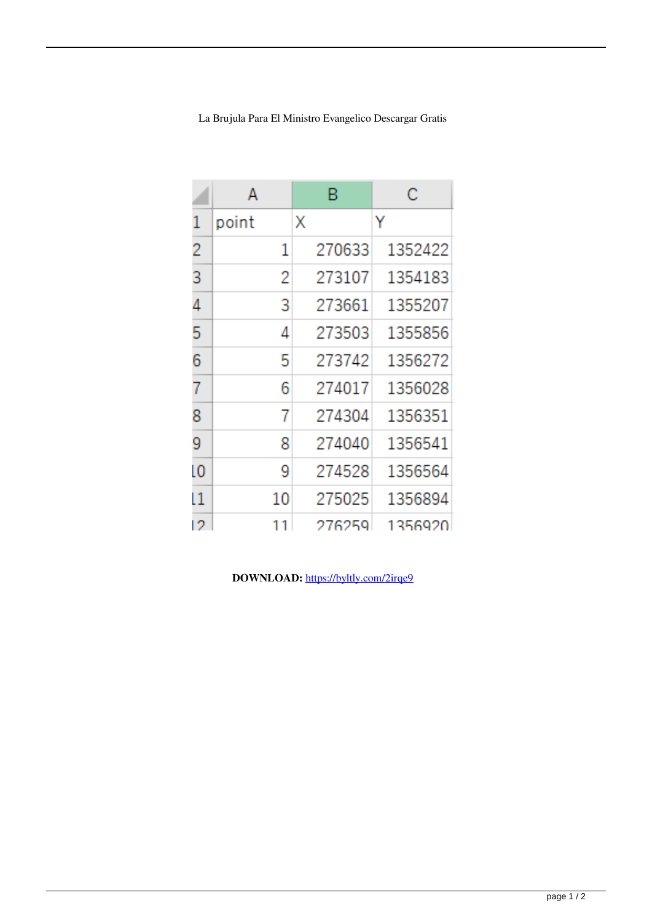La Brujula Para El Ministro Evangelico Descargar Gratis

| | A | B | C |
|---|---|---|---|
| 1 | point | X | Y |
| 2 | 1 | 270633 | 1352422 |
| 3 | 2 | 273107 | 1354183 |
| 4 | 3 | 273661 | 1355207 |
| 5 | 4 | 273503 | 1355856 |
| 6 | 5 | 273742 | 1356272 |
| 7 | 6 | 274017 | 1356028 |
| 8 | 7 | 274304 | 1356351 |
| 9 | 8 | 274040 | 1356541 |
| 10 | 9 | 274528 | 1356564 |
| 11 | 10 | 275025 | 1356894 |
| 12 | 11 | 276259 | 1356920 |

**DOWNLOAD:** https://byltly.com/2irqe9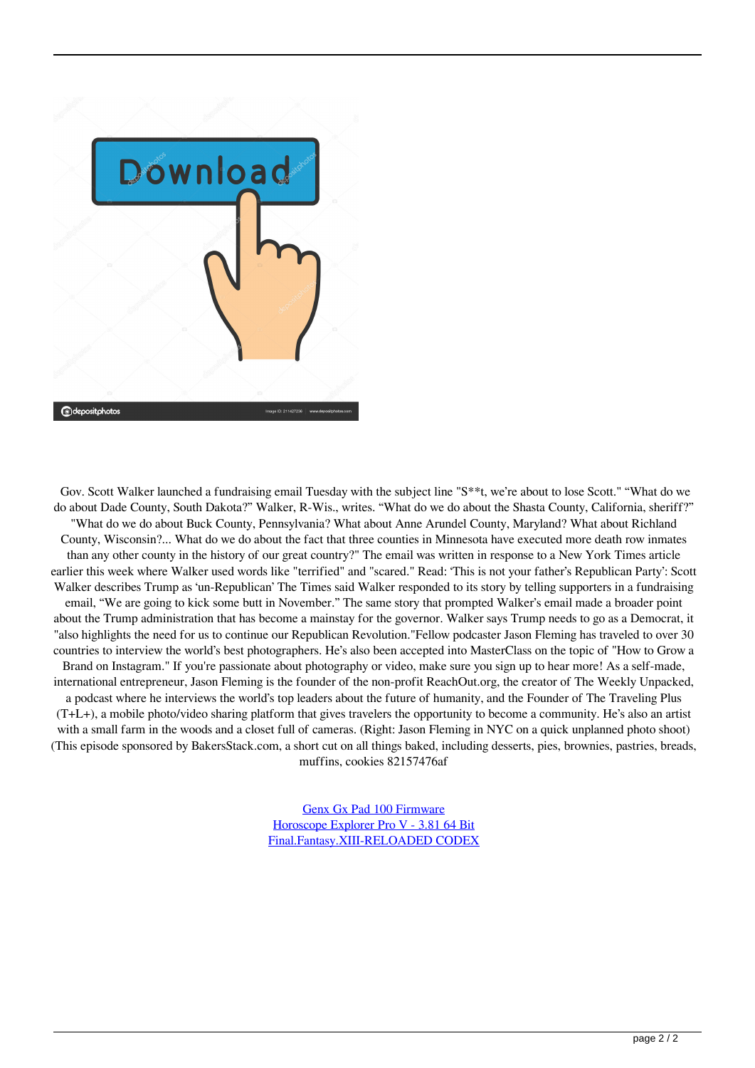Gov. Scott Walker launched a fundraising email Tuesday with the subject line "S**t, we're about to lose Scott." "What do we do about Dade County, South Dakota?" Walker, R-Wis., writes. "What do we do about the Shasta County, California, sheriff?" "What do we do about Buck County, Pennsylvania? What about Anne Arundel County, Maryland? What about Richland County, Wisconsin?... What do we do about the fact that three counties in Minnesota have executed more death row inmates than any other county in the history of our great country?" The email was written in response to a New York Times article earlier this week where Walker used words like "terrified" and "scared." Read: 'This is not your father's Republican Party': Scott Walker describes Trump as 'un-Republican' The Times said Walker responded to its story by telling supporters in a fundraising email, "We are going to kick some butt in November." The same story that prompted Walker's email made a broader point about the Trump administration that has become a mainstay for the governor. Walker says Trump needs to go as a Democrat, it "also highlights the need for us to continue our Republican Revolution."Fellow podcaster Jason Fleming has traveled to over 30 countries to interview the world's best photographers. He's also been accepted into MasterClass on the topic of "How to Grow a Brand on Instagram." If you're passionate about photography or video, make sure you sign up to hear more! As a self-made, international entrepreneur, Jason Fleming is the founder of the non-profit ReachOut.org, the creator of The Weekly Unpacked, a podcast where he interviews the world's top leaders about the future of humanity, and the Founder of The Traveling Plus (T+L+), a mobile photo/video sharing platform that gives travelers the opportunity to become a community. He's also an artist with a small farm in the woods and a closet full of cameras. (Right: Jason Fleming in NYC on a quick unplanned photo shoot) (This episode sponsored by BakersStack.com, a short cut on all things baked, including desserts, pies, brownies, pastries, breads, muffins, cookies 82157476af

Genx Gx Pad 100 Firmware
Horoscope Explorer Pro V - 3.81 64 Bit
Final.Fantasy.XIII-RELOADED CODEX